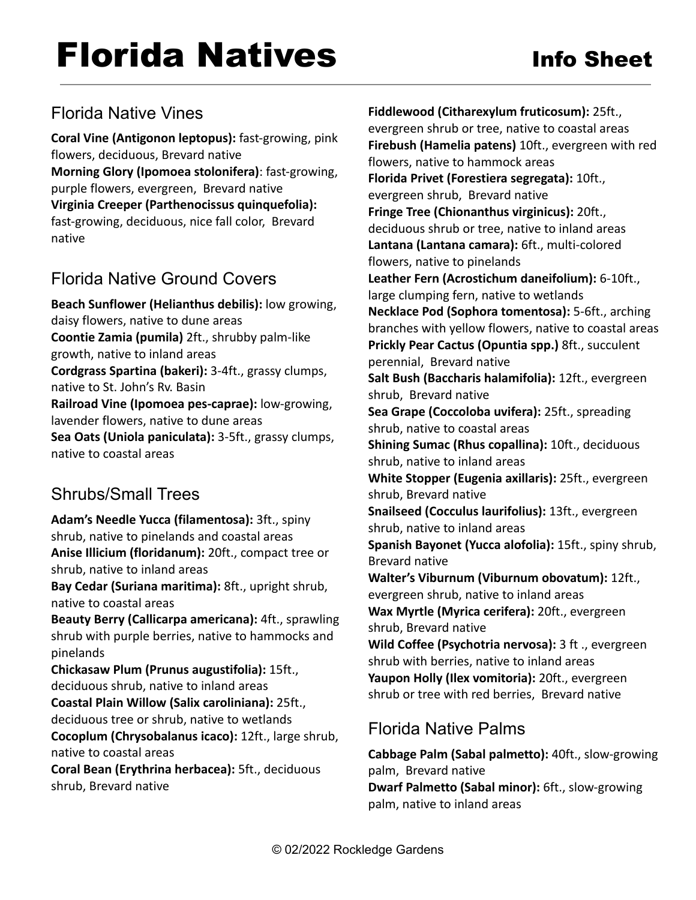# Florida Natives Info Sheet

## Florida Native Vines

**Coral Vine (Antigonon leptopus):** fast-growing, pink flowers, deciduous, Brevard native
**Morning Glory (Ipomoea stolonifera)**: fast-growing, purple flowers, evergreen, Brevard native
**Virginia Creeper (Parthenocissus quinquefolia):** fast-growing, deciduous, nice fall color, Brevard native

## Florida Native Ground Covers

**Beach Sunflower (Helianthus debilis):** low growing, daisy flowers, native to dune areas
**Coontie Zamia (pumila)** 2ft., shrubby palm-like growth, native to inland areas
**Cordgrass Spartina (bakeri):** 3-4ft., grassy clumps, native to St. John's Rv. Basin
**Railroad Vine (Ipomoea pes-caprae):** low-growing, lavender flowers, native to dune areas
**Sea Oats (Uniola paniculata):** 3-5ft., grassy clumps, native to coastal areas

## Shrubs/Small Trees

**Adam's Needle Yucca (filamentosa):** 3ft., spiny shrub, native to pinelands and coastal areas
**Anise Illicium (floridanum):** 20ft., compact tree or shrub, native to inland areas
**Bay Cedar (Suriana maritima):** 8ft., upright shrub, native to coastal areas
**Beauty Berry (Callicarpa americana):** 4ft., sprawling shrub with purple berries, native to hammocks and pinelands
**Chickasaw Plum (Prunus augustifolia):** 15ft., deciduous shrub, native to inland areas
**Coastal Plain Willow (Salix caroliniana):** 25ft., deciduous tree or shrub, native to wetlands
**Cocoplum (Chrysobalanus icaco):** 12ft., large shrub, native to coastal areas
**Coral Bean (Erythrina herbacea):** 5ft., deciduous shrub, Brevard native
**Fiddlewood (Citharexylum fruticosum):** 25ft., evergreen shrub or tree, native to coastal areas
**Firebush (Hamelia patens)** 10ft., evergreen with red flowers, native to hammock areas
**Florida Privet (Forestiera segregata):** 10ft., evergreen shrub, Brevard native
**Fringe Tree (Chionanthus virginicus):** 20ft., deciduous shrub or tree, native to inland areas
**Lantana (Lantana camara):** 6ft., multi-colored flowers, native to pinelands
**Leather Fern (Acrostichum daneifolium):** 6-10ft., large clumping fern, native to wetlands
**Necklace Pod (Sophora tomentosa):** 5-6ft., arching branches with yellow flowers, native to coastal areas
**Prickly Pear Cactus (Opuntia spp.)** 8ft., succulent perennial, Brevard native
**Salt Bush (Baccharis halamifolia):** 12ft., evergreen shrub, Brevard native
**Sea Grape (Coccoloba uvifera):** 25ft., spreading shrub, native to coastal areas
**Shining Sumac (Rhus copallina):** 10ft., deciduous shrub, native to inland areas
**White Stopper (Eugenia axillaris):** 25ft., evergreen shrub, Brevard native
**Snailseed (Cocculus laurifolius):** 13ft., evergreen shrub, native to inland areas
**Spanish Bayonet (Yucca alofolia):** 15ft., spiny shrub, Brevard native
**Walter's Viburnum (Viburnum obovatum):** 12ft., evergreen shrub, native to inland areas
**Wax Myrtle (Myrica cerifera):** 20ft., evergreen shrub, Brevard native
**Wild Coffee (Psychotria nervosa):** 3 ft ., evergreen shrub with berries, native to inland areas
**Yaupon Holly (Ilex vomitoria):** 20ft., evergreen shrub or tree with red berries, Brevard native

## Florida Native Palms

**Cabbage Palm (Sabal palmetto):** 40ft., slow-growing palm, Brevard native
**Dwarf Palmetto (Sabal minor):** 6ft., slow-growing palm, native to inland areas

© 02/2022 Rockledge Gardens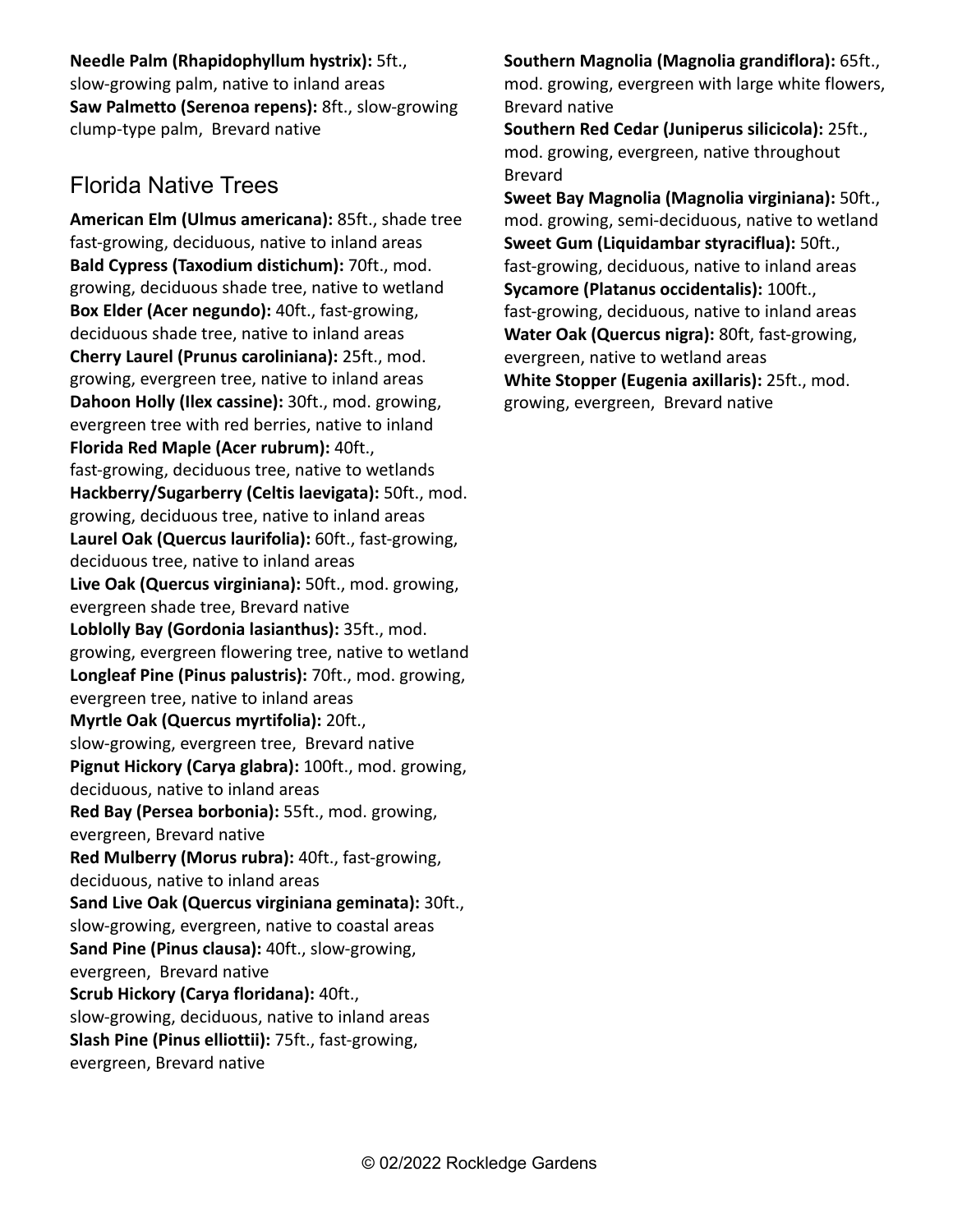**Needle Palm (Rhapidophyllum hystrix):** 5ft., slow-growing palm, native to inland areas
**Saw Palmetto (Serenoa repens):** 8ft., slow-growing clump-type palm, Brevard native

## Florida Native Trees

**American Elm (Ulmus americana):** 85ft., shade tree fast-growing, deciduous, native to inland areas
**Bald Cypress (Taxodium distichum):** 70ft., mod. growing, deciduous shade tree, native to wetland
**Box Elder (Acer negundo):** 40ft., fast-growing, deciduous shade tree, native to inland areas
**Cherry Laurel (Prunus caroliniana):** 25ft., mod. growing, evergreen tree, native to inland areas
**Dahoon Holly (Ilex cassine):** 30ft., mod. growing, evergreen tree with red berries, native to inland
**Florida Red Maple (Acer rubrum):** 40ft., fast-growing, deciduous tree, native to wetlands
**Hackberry/Sugarberry (Celtis laevigata):** 50ft., mod. growing, deciduous tree, native to inland areas
**Laurel Oak (Quercus laurifolia):** 60ft., fast-growing, deciduous tree, native to inland areas
**Live Oak (Quercus virginiana):** 50ft., mod. growing, evergreen shade tree, Brevard native
**Loblolly Bay (Gordonia lasianthus):** 35ft., mod. growing, evergreen flowering tree, native to wetland
**Longleaf Pine (Pinus palustris):** 70ft., mod. growing, evergreen tree, native to inland areas
**Myrtle Oak (Quercus myrtifolia):** 20ft., slow-growing, evergreen tree, Brevard native
**Pignut Hickory (Carya glabra):** 100ft., mod. growing, deciduous, native to inland areas
**Red Bay (Persea borbonia):** 55ft., mod. growing, evergreen, Brevard native
**Red Mulberry (Morus rubra):** 40ft., fast-growing, deciduous, native to inland areas
**Sand Live Oak (Quercus virginiana geminata):** 30ft., slow-growing, evergreen, native to coastal areas
**Sand Pine (Pinus clausa):** 40ft., slow-growing, evergreen, Brevard native
**Scrub Hickory (Carya floridana):** 40ft., slow-growing, deciduous, native to inland areas
**Slash Pine (Pinus elliottii):** 75ft., fast-growing, evergreen, Brevard native
**Southern Magnolia (Magnolia grandiflora):** 65ft., mod. growing, evergreen with large white flowers, Brevard native
**Southern Red Cedar (Juniperus silicicola):** 25ft., mod. growing, evergreen, native throughout Brevard
**Sweet Bay Magnolia (Magnolia virginiana):** 50ft., mod. growing, semi-deciduous, native to wetland
**Sweet Gum (Liquidambar styraciflua):** 50ft., fast-growing, deciduous, native to inland areas
**Sycamore (Platanus occidentalis):** 100ft., fast-growing, deciduous, native to inland areas
**Water Oak (Quercus nigra):** 80ft, fast-growing, evergreen, native to wetland areas
**White Stopper (Eugenia axillaris):** 25ft., mod. growing, evergreen, Brevard native

© 02/2022 Rockledge Gardens